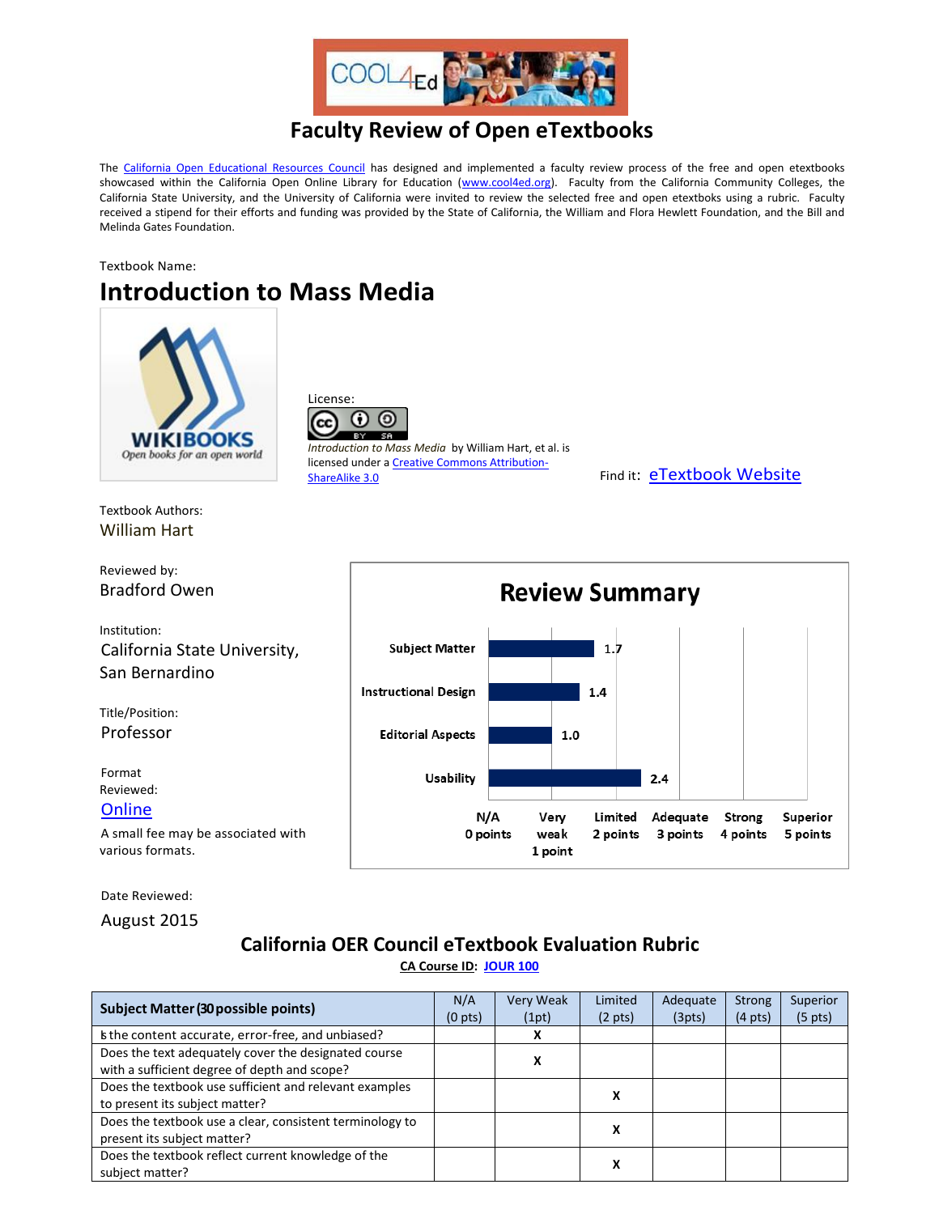# Faculty Review of Open eTextbooks

The [California Open Educational Resources Council](#) has designed and implemented a faculty review process of the free and open etextbooks showcased within the California Open Online Library for Education ([www.cool4ed.org](#)). Faculty from the California Community Colleges, the California State University, and the University of California were invited to review the selected free and open etextboks using a rubric. Faculty received a stipend for their efforts and funding was provided by the State of California, the William and Flora Hewlett Foundation, and the Bill and Melinda Gates Foundation.

Textbook Name:

## Introduction to Mass Media

License:

*Introduction to Mass Media* by William Hart, et al. is licensed under a [Creative Commons Attribution-ShareAlike 3.0](#)

Find it: [eTextbook Website](#)

Textbook Authors:
William Hart

Reviewed by:
Bradford Owen

Institution:
California State University, San Bernardino

Title/Position:
Professor

Format Reviewed:
[Online](#)

A small fee may be associated with various formats.

Date Reviewed:
August 2015

### Review Summary

| Category | Score |
|---|---|
| Subject Matter | 1.7 |
| Instructional Design | 1.4 |
| Editorial Aspects | 1.0 |
| Usability | 2.4 |

Scale: N/A 0 points; Very weak 1 point; Limited 2 points; Adequate 3 points; Strong 4 points; Superior 5 points

## California OER Council eTextbook Evaluation Rubric

**CA Course ID: [JOUR 100](#)**

| Subject Matter (30 possible points) | N/A (0 pts) | Very Weak (1pt) | Limited (2 pts) | Adequate (3pts) | Strong (4 pts) | Superior (5 pts) |
|---|---|---|---|---|---|---|
| Is the content accurate, error-free, and unbiased? | | X | | | | |
| Does the text adequately cover the designated course with a sufficient degree of depth and scope? | | X | | | | |
| Does the textbook use sufficient and relevant examples to present its subject matter? | | | X | | | |
| Does the textbook use a clear, consistent terminology to present its subject matter? | | | X | | | |
| Does the textbook reflect current knowledge of the subject matter? | | | X | | | |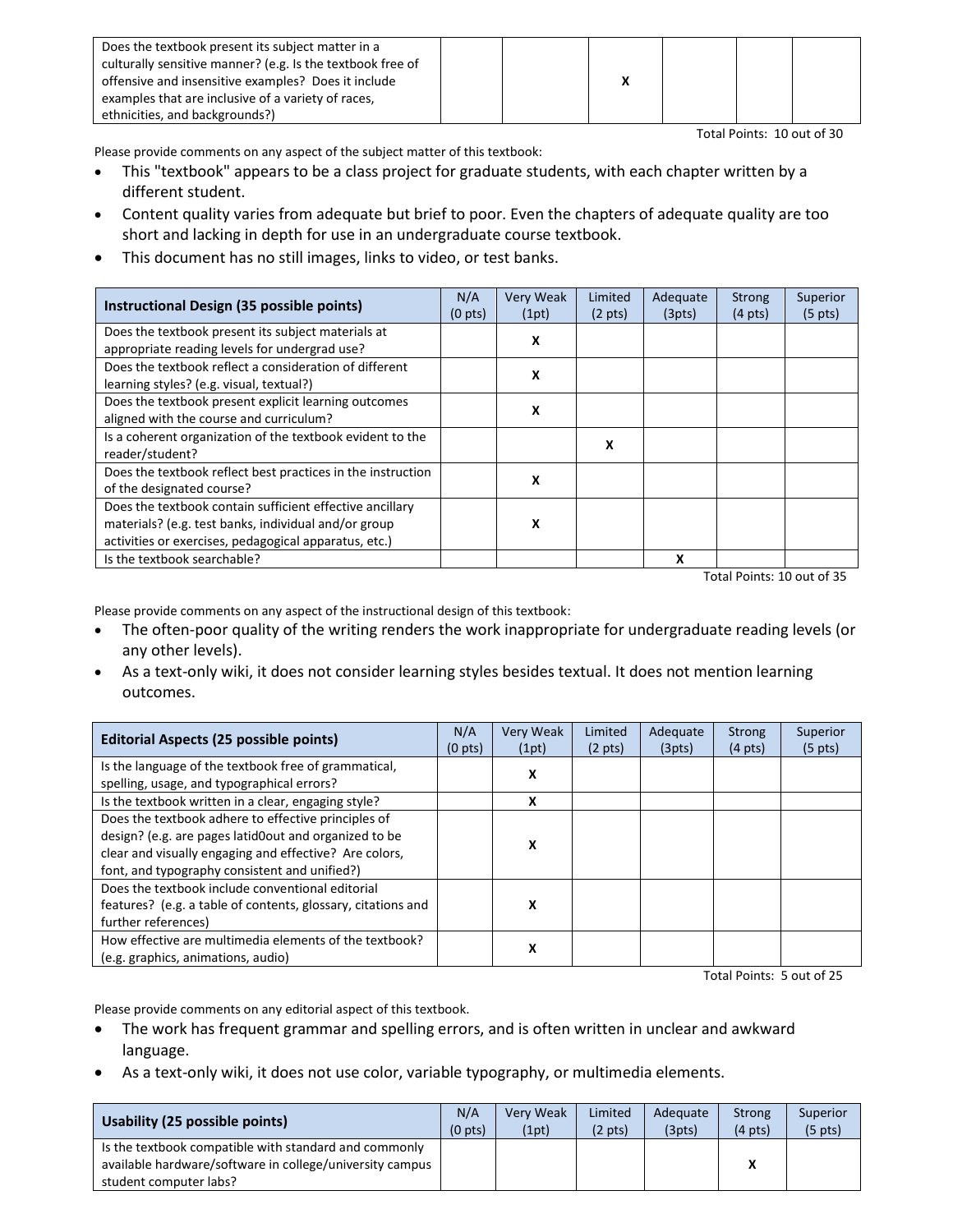| | | | | | | |
|---|---|---|---|---|---|---|
| Does the textbook present its subject matter in a culturally sensitive manner? (e.g. Is the textbook free of offensive and insensitive examples? Does it include examples that are inclusive of a variety of races, ethnicities, and backgrounds?) | | | X | | | |

Total Points: 10 out of 30

Please provide comments on any aspect of the subject matter of this textbook:

- This "textbook" appears to be a class project for graduate students, with each chapter written by a different student.
- Content quality varies from adequate but brief to poor. Even the chapters of adequate quality are too short and lacking in depth for use in an undergraduate course textbook.
- This document has no still images, links to video, or test banks.

| Instructional Design (35 possible points) | N/A (0 pts) | Very Weak (1pt) | Limited (2 pts) | Adequate (3pts) | Strong (4 pts) | Superior (5 pts) |
|---|---|---|---|---|---|---|
| Does the textbook present its subject materials at appropriate reading levels for undergrad use? | | X | | | | |
| Does the textbook reflect a consideration of different learning styles? (e.g. visual, textual?) | | X | | | | |
| Does the textbook present explicit learning outcomes aligned with the course and curriculum? | | X | | | | |
| Is a coherent organization of the textbook evident to the reader/student? | | | X | | | |
| Does the textbook reflect best practices in the instruction of the designated course? | | X | | | | |
| Does the textbook contain sufficient effective ancillary materials? (e.g. test banks, individual and/or group activities or exercises, pedagogical apparatus, etc.) | | X | | | | |
| Is the textbook searchable? | | | | X | | |

Total Points: 10 out of 35

Please provide comments on any aspect of the instructional design of this textbook:

- The often-poor quality of the writing renders the work inappropriate for undergraduate reading levels (or any other levels).
- As a text-only wiki, it does not consider learning styles besides textual. It does not mention learning outcomes.

| Editorial Aspects (25 possible points) | N/A (0 pts) | Very Weak (1pt) | Limited (2 pts) | Adequate (3pts) | Strong (4 pts) | Superior (5 pts) |
|---|---|---|---|---|---|---|
| Is the language of the textbook free of grammatical, spelling, usage, and typographical errors? | | X | | | | |
| Is the textbook written in a clear, engaging style? | | X | | | | |
| Does the textbook adhere to effective principles of design? (e.g. are pages latid0out and organized to be clear and visually engaging and effective? Are colors, font, and typography consistent and unified?) | | X | | | | |
| Does the textbook include conventional editorial features? (e.g. a table of contents, glossary, citations and further references) | | X | | | | |
| How effective are multimedia elements of the textbook? (e.g. graphics, animations, audio) | | X | | | | |

Total Points: 5 out of 25

Please provide comments on any editorial aspect of this textbook.

- The work has frequent grammar and spelling errors, and is often written in unclear and awkward language.
- As a text-only wiki, it does not use color, variable typography, or multimedia elements.

| Usability (25 possible points) | N/A (0 pts) | Very Weak (1pt) | Limited (2 pts) | Adequate (3pts) | Strong (4 pts) | Superior (5 pts) |
|---|---|---|---|---|---|---|
| Is the textbook compatible with standard and commonly available hardware/software in college/university campus student computer labs? | | | | | X | |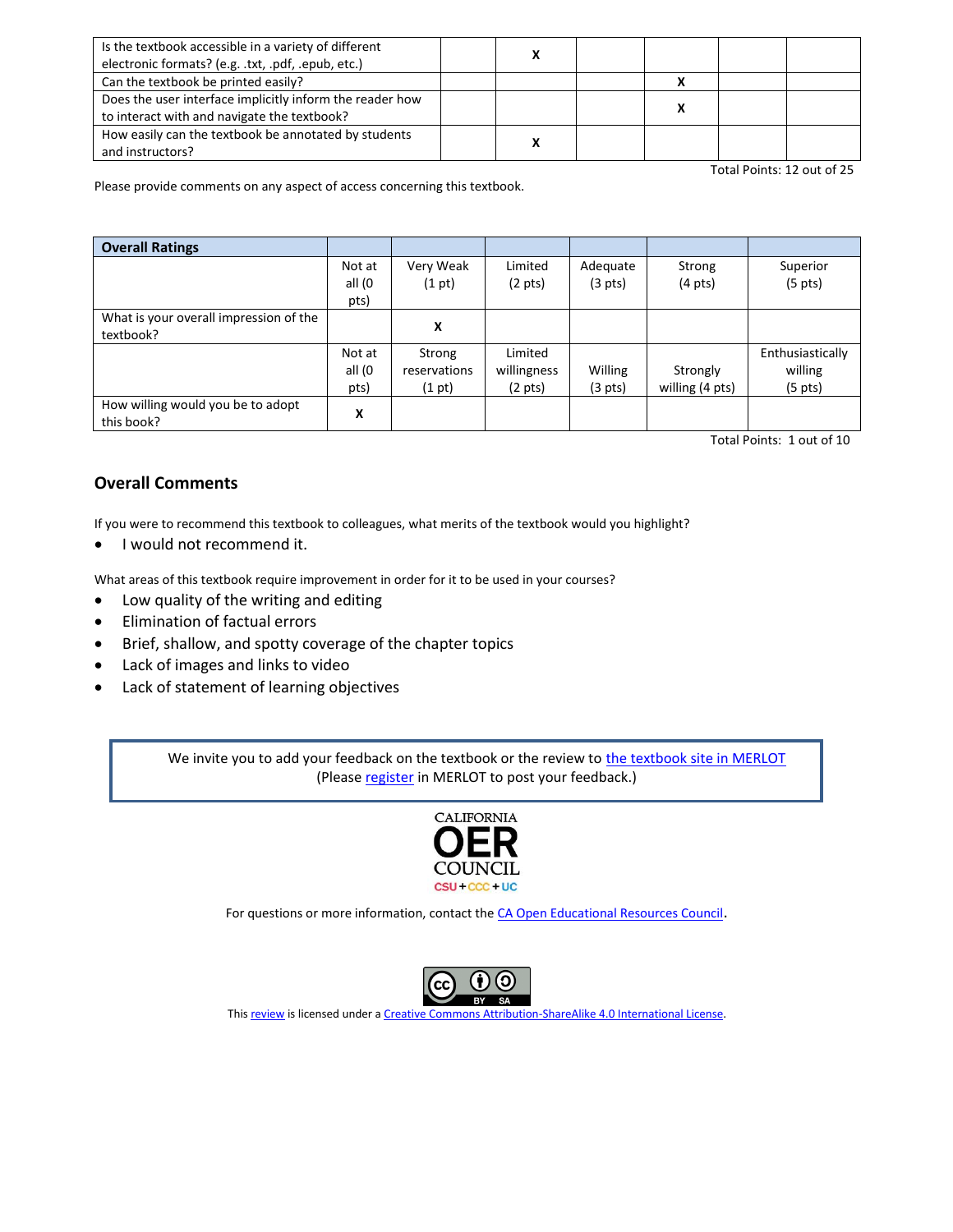| | | | | | | |
|---|---|---|---|---|---|---|
| Is the textbook accessible in a variety of different electronic formats? (e.g. .txt, .pdf, .epub, etc.) | | X | | | | |
| Can the textbook be printed easily? | | | | X | | |
| Does the user interface implicitly inform the reader how to interact with and navigate the textbook? | | | | X | | |
| How easily can the textbook be annotated by students and instructors? | | X | | | | |

Total Points: 12 out of 25

Please provide comments on any aspect of access concerning this textbook.

| **Overall Ratings** | | | | | | |
|---|---|---|---|---|---|---|
| | Not at all (0 pts) | Very Weak (1 pt) | Limited (2 pts) | Adequate (3 pts) | Strong (4 pts) | Superior (5 pts) |
| What is your overall impression of the textbook? | | X | | | | |
| | Not at all (0 pts) | Strong reservations (1 pt) | Limited willingness (2 pts) | Willing (3 pts) | Strongly willing (4 pts) | Enthusiastically willing (5 pts) |
| How willing would you be to adopt this book? | X | | | | | |

Total Points: 1 out of 10

## Overall Comments

If you were to recommend this textbook to colleagues, what merits of the textbook would you highlight?

- I would not recommend it.

What areas of this textbook require improvement in order for it to be used in your courses?

- Low quality of the writing and editing
- Elimination of factual errors
- Brief, shallow, and spotty coverage of the chapter topics
- Lack of images and links to video
- Lack of statement of learning objectives

We invite you to add your feedback on the textbook or the review to the textbook site in MERLOT
(Please register in MERLOT to post your feedback.)

CALIFORNIA OER COUNCIL
CSU + CCC + UC

For questions or more information, contact the CA Open Educational Resources Council.

This review is licensed under a Creative Commons Attribution-ShareAlike 4.0 International License.